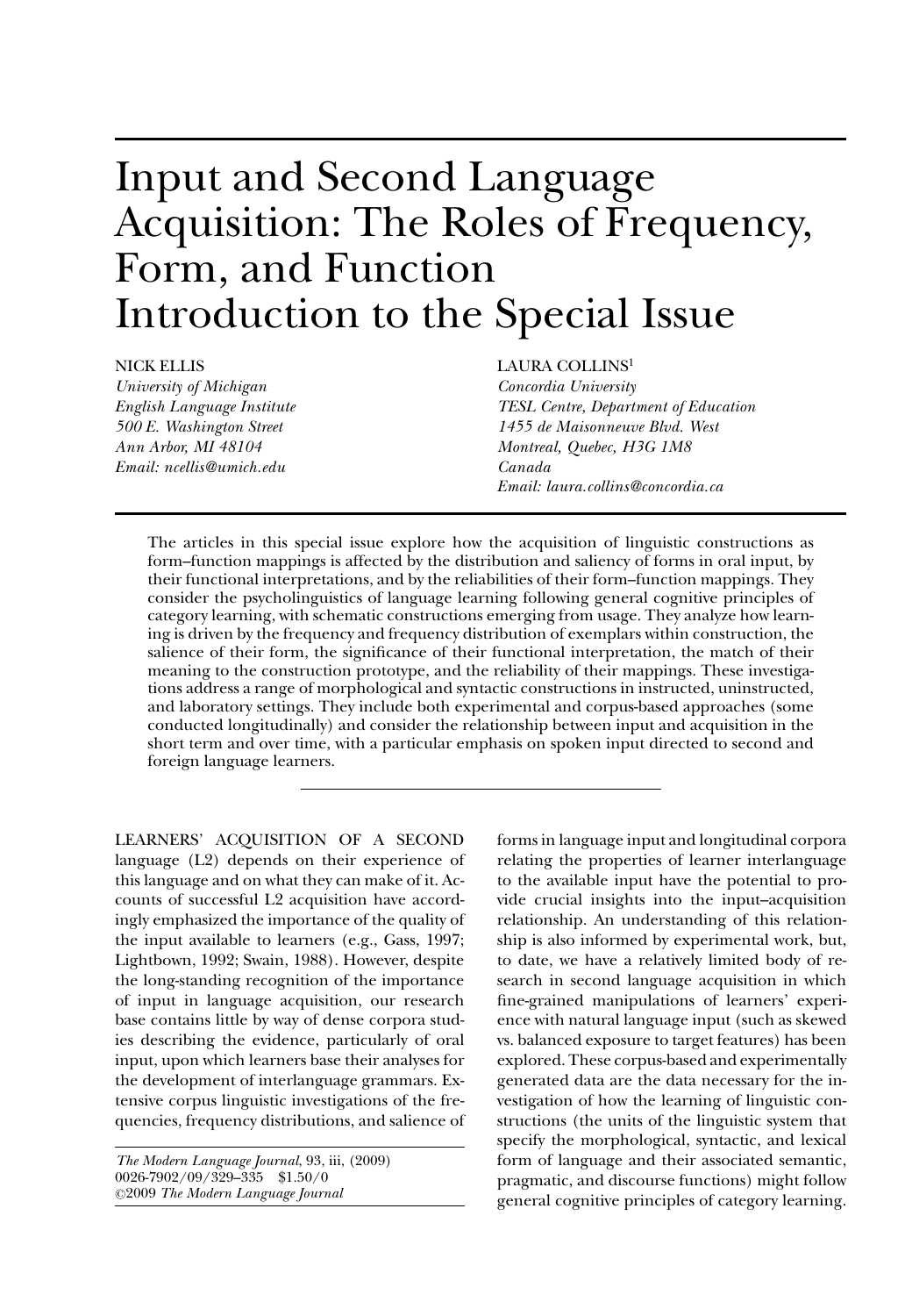# Input and Second Language Acquisition: The Roles of Frequency, Form, and Function Introduction to the Special Issue

NICK ELLIS
*University of Michigan*
*English Language Institute*
*500 E. Washington Street*
*Ann Arbor, MI 48104*
*Email: ncellis@umich.edu*

LAURA COLLINS[1]
*Concordia University*
*TESL Centre, Department of Education*
*1455 de Maisonneuve Blvd. West*
*Montreal, Quebec, H3G 1M8*
*Canada*
*Email: laura.collins@concordia.ca*

The articles in this special issue explore how the acquisition of linguistic constructions as form–function mappings is affected by the distribution and saliency of forms in oral input, by their functional interpretations, and by the reliabilities of their form–function mappings. They consider the psycholinguistics of language learning following general cognitive principles of category learning, with schematic constructions emerging from usage. They analyze how learning is driven by the frequency and frequency distribution of exemplars within construction, the salience of their form, the significance of their functional interpretation, the match of their meaning to the construction prototype, and the reliability of their mappings. These investigations address a range of morphological and syntactic constructions in instructed, uninstructed, and laboratory settings. They include both experimental and corpus-based approaches (some conducted longitudinally) and consider the relationship between input and acquisition in the short term and over time, with a particular emphasis on spoken input directed to second and foreign language learners.

LEARNERS' ACQUISITION OF A SECOND language (L2) depends on their experience of this language and on what they can make of it. Accounts of successful L2 acquisition have accordingly emphasized the importance of the quality of the input available to learners (e.g., Gass, 1997; Lightbown, 1992; Swain, 1988). However, despite the long-standing recognition of the importance of input in language acquisition, our research base contains little by way of dense corpora studies describing the evidence, particularly of oral input, upon which learners base their analyses for the development of interlanguage grammars. Extensive corpus linguistic investigations of the frequencies, frequency distributions, and salience of forms in language input and longitudinal corpora relating the properties of learner interlanguage to the available input have the potential to provide crucial insights into the input–acquisition relationship. An understanding of this relationship is also informed by experimental work, but, to date, we have a relatively limited body of research in second language acquisition in which fine-grained manipulations of learners' experience with natural language input (such as skewed vs. balanced exposure to target features) has been explored. These corpus-based and experimentally generated data are the data necessary for the investigation of how the learning of linguistic constructions (the units of the linguistic system that specify the morphological, syntactic, and lexical form of language and their associated semantic, pragmatic, and discourse functions) might follow general cognitive principles of category learning.

*The Modern Language Journal*, 93, iii, (2009)
0026-7902/09/329–335 $1.50/0
©2009 *The Modern Language Journal*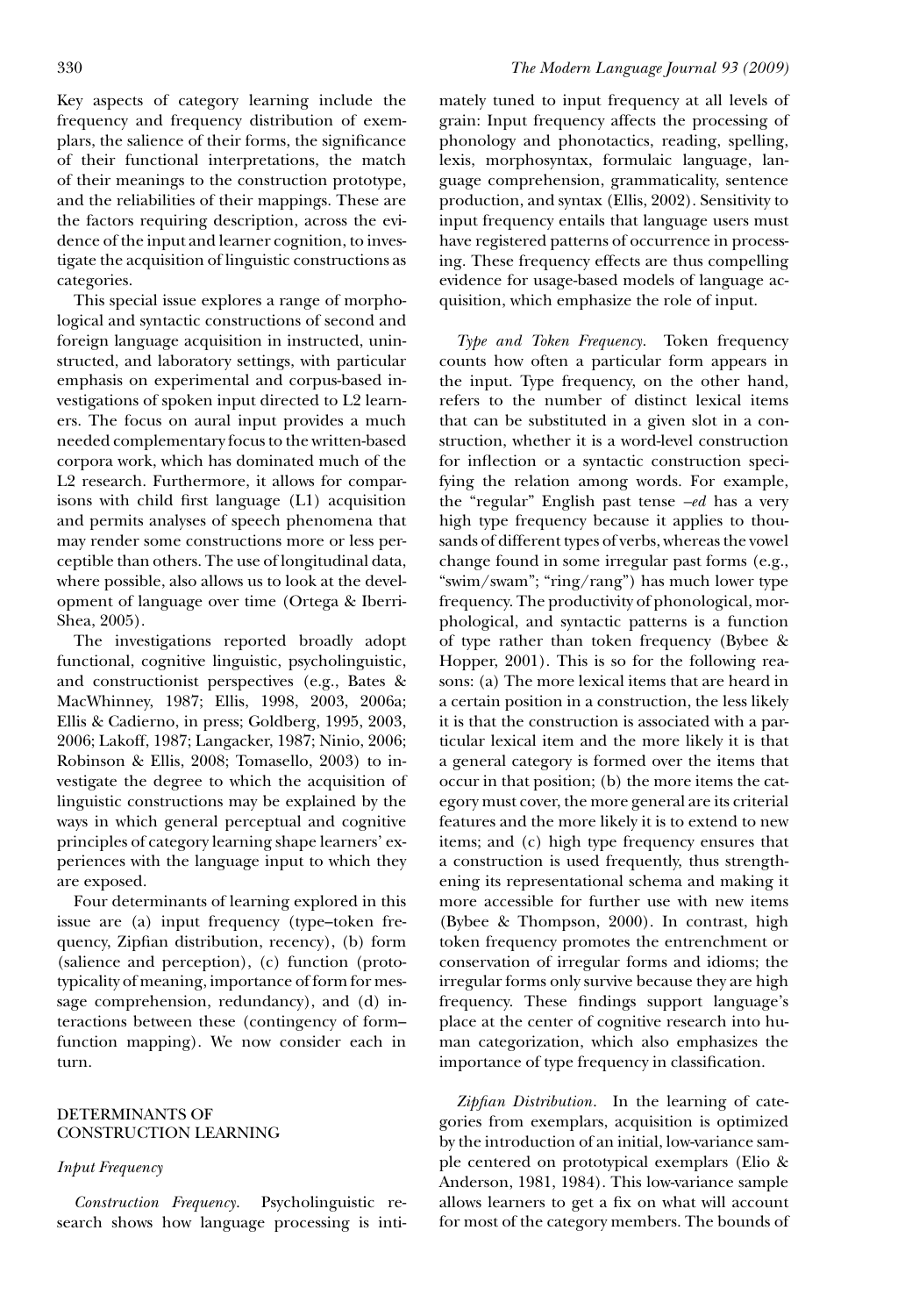Key aspects of category learning include the frequency and frequency distribution of exemplars, the salience of their forms, the significance of their functional interpretations, the match of their meanings to the construction prototype, and the reliabilities of their mappings. These are the factors requiring description, across the evidence of the input and learner cognition, to investigate the acquisition of linguistic constructions as categories.

This special issue explores a range of morphological and syntactic constructions of second and foreign language acquisition in instructed, uninstructed, and laboratory settings, with particular emphasis on experimental and corpus-based investigations of spoken input directed to L2 learners. The focus on aural input provides a much needed complementary focus to the written-based corpora work, which has dominated much of the L2 research. Furthermore, it allows for comparisons with child first language (L1) acquisition and permits analyses of speech phenomena that may render some constructions more or less perceptible than others. The use of longitudinal data, where possible, also allows us to look at the development of language over time (Ortega & Iberri-Shea, 2005).

The investigations reported broadly adopt functional, cognitive linguistic, psycholinguistic, and constructionist perspectives (e.g., Bates & MacWhinney, 1987; Ellis, 1998, 2003, 2006a; Ellis & Cadierno, in press; Goldberg, 1995, 2003, 2006; Lakoff, 1987; Langacker, 1987; Ninio, 2006; Robinson & Ellis, 2008; Tomasello, 2003) to investigate the degree to which the acquisition of linguistic constructions may be explained by the ways in which general perceptual and cognitive principles of category learning shape learners' experiences with the language input to which they are exposed.

Four determinants of learning explored in this issue are (a) input frequency (type–token frequency, Zipfian distribution, recency), (b) form (salience and perception), (c) function (prototypicality of meaning, importance of form for message comprehension, redundancy), and (d) interactions between these (contingency of form–function mapping). We now consider each in turn.

## DETERMINANTS OF CONSTRUCTION LEARNING

### *Input Frequency*

*Construction Frequency*. Psycholinguistic research shows how language processing is intimately tuned to input frequency at all levels of grain: Input frequency affects the processing of phonology and phonotactics, reading, spelling, lexis, morphosyntax, formulaic language, language comprehension, grammaticality, sentence production, and syntax (Ellis, 2002). Sensitivity to input frequency entails that language users must have registered patterns of occurrence in processing. These frequency effects are thus compelling evidence for usage-based models of language acquisition, which emphasize the role of input.

*Type and Token Frequency*. Token frequency counts how often a particular form appears in the input. Type frequency, on the other hand, refers to the number of distinct lexical items that can be substituted in a given slot in a construction, whether it is a word-level construction for inflection or a syntactic construction specifying the relation among words. For example, the "regular" English past tense *–ed* has a very high type frequency because it applies to thousands of different types of verbs, whereas the vowel change found in some irregular past forms (e.g., "swim/swam"; "ring/rang") has much lower type frequency. The productivity of phonological, morphological, and syntactic patterns is a function of type rather than token frequency (Bybee & Hopper, 2001). This is so for the following reasons: (a) The more lexical items that are heard in a certain position in a construction, the less likely it is that the construction is associated with a particular lexical item and the more likely it is that a general category is formed over the items that occur in that position; (b) the more items the category must cover, the more general are its criterial features and the more likely it is to extend to new items; and (c) high type frequency ensures that a construction is used frequently, thus strengthening its representational schema and making it more accessible for further use with new items (Bybee & Thompson, 2000). In contrast, high token frequency promotes the entrenchment or conservation of irregular forms and idioms; the irregular forms only survive because they are high frequency. These findings support language's place at the center of cognitive research into human categorization, which also emphasizes the importance of type frequency in classification.

*Zipfian Distribution*. In the learning of categories from exemplars, acquisition is optimized by the introduction of an initial, low-variance sample centered on prototypical exemplars (Elio & Anderson, 1981, 1984). This low-variance sample allows learners to get a fix on what will account for most of the category members. The bounds of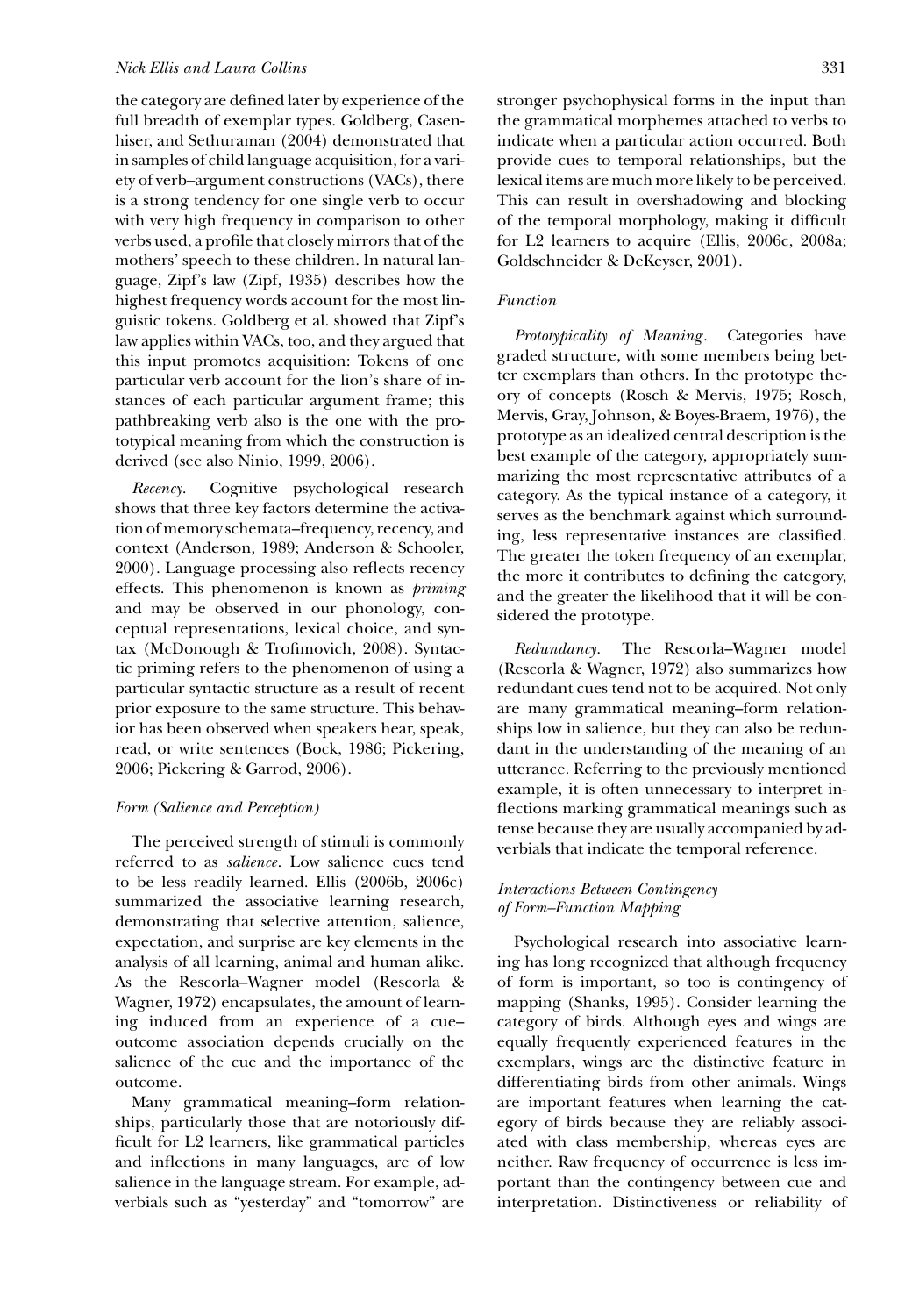the category are defined later by experience of the full breadth of exemplar types. Goldberg, Casenhiser, and Sethuraman (2004) demonstrated that in samples of child language acquisition, for a variety of verb–argument constructions (VACs), there is a strong tendency for one single verb to occur with very high frequency in comparison to other verbs used, a profile that closely mirrors that of the mothers' speech to these children. In natural language, Zipf's law (Zipf, 1935) describes how the highest frequency words account for the most linguistic tokens. Goldberg et al. showed that Zipf's law applies within VACs, too, and they argued that this input promotes acquisition: Tokens of one particular verb account for the lion's share of instances of each particular argument frame; this pathbreaking verb also is the one with the prototypical meaning from which the construction is derived (see also Ninio, 1999, 2006).

*Recency*. Cognitive psychological research shows that three key factors determine the activation of memory schemata–frequency, recency, and context (Anderson, 1989; Anderson & Schooler, 2000). Language processing also reflects recency effects. This phenomenon is known as *priming* and may be observed in our phonology, conceptual representations, lexical choice, and syntax (McDonough & Trofimovich, 2008). Syntactic priming refers to the phenomenon of using a particular syntactic structure as a result of recent prior exposure to the same structure. This behavior has been observed when speakers hear, speak, read, or write sentences (Bock, 1986; Pickering, 2006; Pickering & Garrod, 2006).

### *Form (Salience and Perception)*

The perceived strength of stimuli is commonly referred to as *salience*. Low salience cues tend to be less readily learned. Ellis (2006b, 2006c) summarized the associative learning research, demonstrating that selective attention, salience, expectation, and surprise are key elements in the analysis of all learning, animal and human alike. As the Rescorla–Wagner model (Rescorla & Wagner, 1972) encapsulates, the amount of learning induced from an experience of a cue–outcome association depends crucially on the salience of the cue and the importance of the outcome.

Many grammatical meaning–form relationships, particularly those that are notoriously difficult for L2 learners, like grammatical particles and inflections in many languages, are of low salience in the language stream. For example, adverbials such as "yesterday" and "tomorrow" are stronger psychophysical forms in the input than the grammatical morphemes attached to verbs to indicate when a particular action occurred. Both provide cues to temporal relationships, but the lexical items are much more likely to be perceived. This can result in overshadowing and blocking of the temporal morphology, making it difficult for L2 learners to acquire (Ellis, 2006c, 2008a; Goldschneider & DeKeyser, 2001).

### *Function*

*Prototypicality of Meaning*. Categories have graded structure, with some members being better exemplars than others. In the prototype theory of concepts (Rosch & Mervis, 1975; Rosch, Mervis, Gray, Johnson, & Boyes-Braem, 1976), the prototype as an idealized central description is the best example of the category, appropriately summarizing the most representative attributes of a category. As the typical instance of a category, it serves as the benchmark against which surrounding, less representative instances are classified. The greater the token frequency of an exemplar, the more it contributes to defining the category, and the greater the likelihood that it will be considered the prototype.

*Redundancy*. The Rescorla–Wagner model (Rescorla & Wagner, 1972) also summarizes how redundant cues tend not to be acquired. Not only are many grammatical meaning–form relationships low in salience, but they can also be redundant in the understanding of the meaning of an utterance. Referring to the previously mentioned example, it is often unnecessary to interpret inflections marking grammatical meanings such as tense because they are usually accompanied by adverbials that indicate the temporal reference.

### *Interactions Between Contingency of Form–Function Mapping*

Psychological research into associative learning has long recognized that although frequency of form is important, so too is contingency of mapping (Shanks, 1995). Consider learning the category of birds. Although eyes and wings are equally frequently experienced features in the exemplars, wings are the distinctive feature in differentiating birds from other animals. Wings are important features when learning the category of birds because they are reliably associated with class membership, whereas eyes are neither. Raw frequency of occurrence is less important than the contingency between cue and interpretation. Distinctiveness or reliability of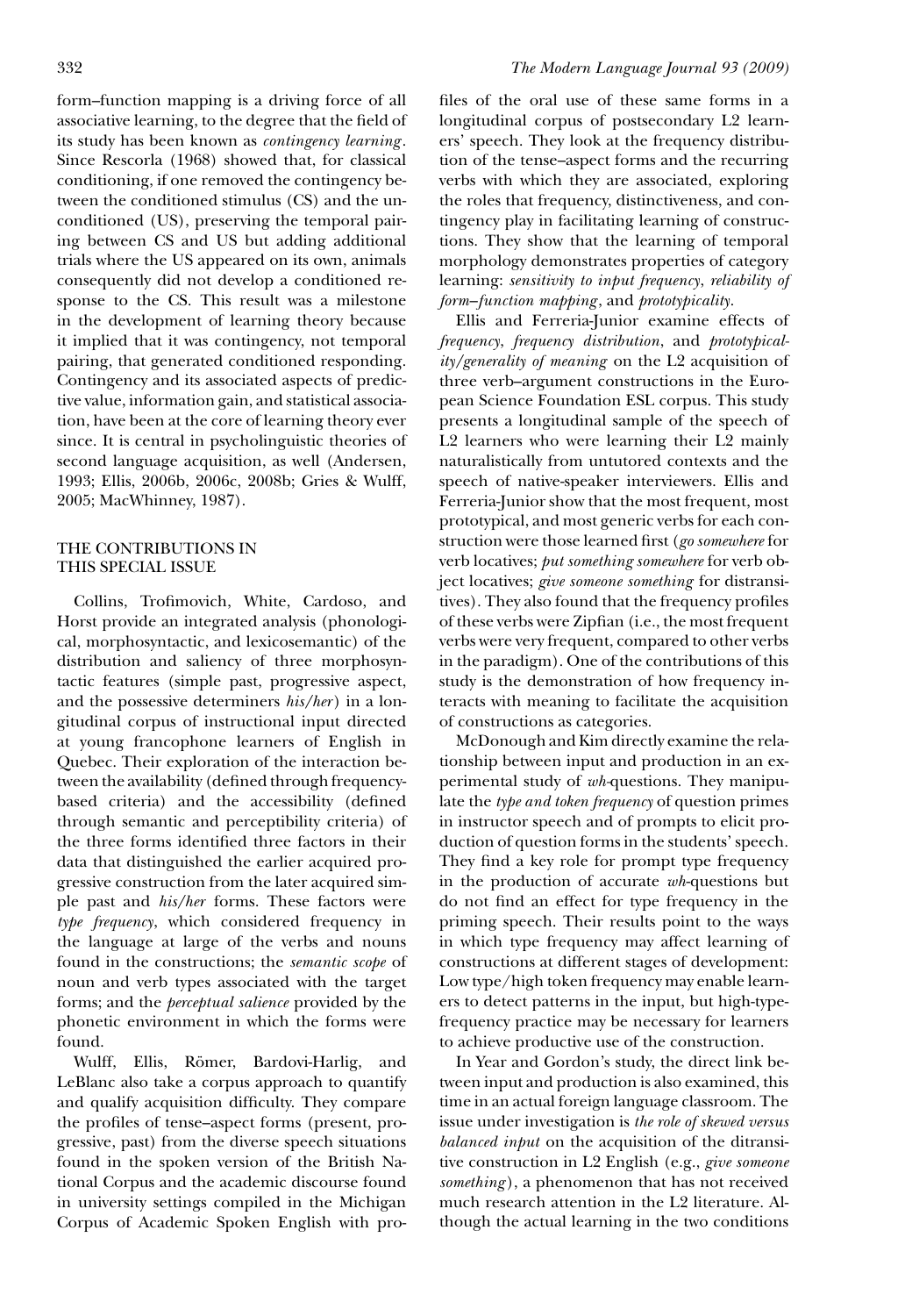form–function mapping is a driving force of all associative learning, to the degree that the field of its study has been known as *contingency learning*. Since Rescorla (1968) showed that, for classical conditioning, if one removed the contingency between the conditioned stimulus (CS) and the unconditioned (US), preserving the temporal pairing between CS and US but adding additional trials where the US appeared on its own, animals consequently did not develop a conditioned response to the CS. This result was a milestone in the development of learning theory because it implied that it was contingency, not temporal pairing, that generated conditioned responding. Contingency and its associated aspects of predictive value, information gain, and statistical association, have been at the core of learning theory ever since. It is central in psycholinguistic theories of second language acquisition, as well (Andersen, 1993; Ellis, 2006b, 2006c, 2008b; Gries & Wulff, 2005; MacWhinney, 1987).

## THE CONTRIBUTIONS IN THIS SPECIAL ISSUE

Collins, Trofimovich, White, Cardoso, and Horst provide an integrated analysis (phonological, morphosyntactic, and lexicosemantic) of the distribution and saliency of three morphosyntactic features (simple past, progressive aspect, and the possessive determiners *his/her*) in a longitudinal corpus of instructional input directed at young francophone learners of English in Quebec. Their exploration of the interaction between the availability (defined through frequency-based criteria) and the accessibility (defined through semantic and perceptibility criteria) of the three forms identified three factors in their data that distinguished the earlier acquired progressive construction from the later acquired simple past and *his/her* forms. These factors were *type frequency*, which considered frequency in the language at large of the verbs and nouns found in the constructions; the *semantic scope* of noun and verb types associated with the target forms; and the *perceptual salience* provided by the phonetic environment in which the forms were found.

Wulff, Ellis, Römer, Bardovi-Harlig, and LeBlanc also take a corpus approach to quantify and qualify acquisition difficulty. They compare the profiles of tense–aspect forms (present, progressive, past) from the diverse speech situations found in the spoken version of the British National Corpus and the academic discourse found in university settings compiled in the Michigan Corpus of Academic Spoken English with profiles of the oral use of these same forms in a longitudinal corpus of postsecondary L2 learners' speech. They look at the frequency distribution of the tense–aspect forms and the recurring verbs with which they are associated, exploring the roles that frequency, distinctiveness, and contingency play in facilitating learning of constructions. They show that the learning of temporal morphology demonstrates properties of category learning: *sensitivity to input frequency*, *reliability of form–function mapping*, and *prototypicality*.

Ellis and Ferreria-Junior examine effects of *frequency*, *frequency distribution*, and *prototypicality/generality of meaning* on the L2 acquisition of three verb–argument constructions in the European Science Foundation ESL corpus. This study presents a longitudinal sample of the speech of L2 learners who were learning their L2 mainly naturalistically from untutored contexts and the speech of native-speaker interviewers. Ellis and Ferreria-Junior show that the most frequent, most prototypical, and most generic verbs for each construction were those learned first (*go somewhere* for verb locatives; *put something somewhere* for verb object locatives; *give someone something* for distransitives). They also found that the frequency profiles of these verbs were Zipfian (i.e., the most frequent verbs were very frequent, compared to other verbs in the paradigm). One of the contributions of this study is the demonstration of how frequency interacts with meaning to facilitate the acquisition of constructions as categories.

McDonough and Kim directly examine the relationship between input and production in an experimental study of *wh*-questions. They manipulate the *type and token frequency* of question primes in instructor speech and of prompts to elicit production of question forms in the students' speech. They find a key role for prompt type frequency in the production of accurate *wh*-questions but do not find an effect for type frequency in the priming speech. Their results point to the ways in which type frequency may affect learning of constructions at different stages of development: Low type/high token frequency may enable learners to detect patterns in the input, but high-type-frequency practice may be necessary for learners to achieve productive use of the construction.

In Year and Gordon's study, the direct link between input and production is also examined, this time in an actual foreign language classroom. The issue under investigation is *the role of skewed versus balanced input* on the acquisition of the ditransitive construction in L2 English (e.g., *give someone something*), a phenomenon that has not received much research attention in the L2 literature. Although the actual learning in the two conditions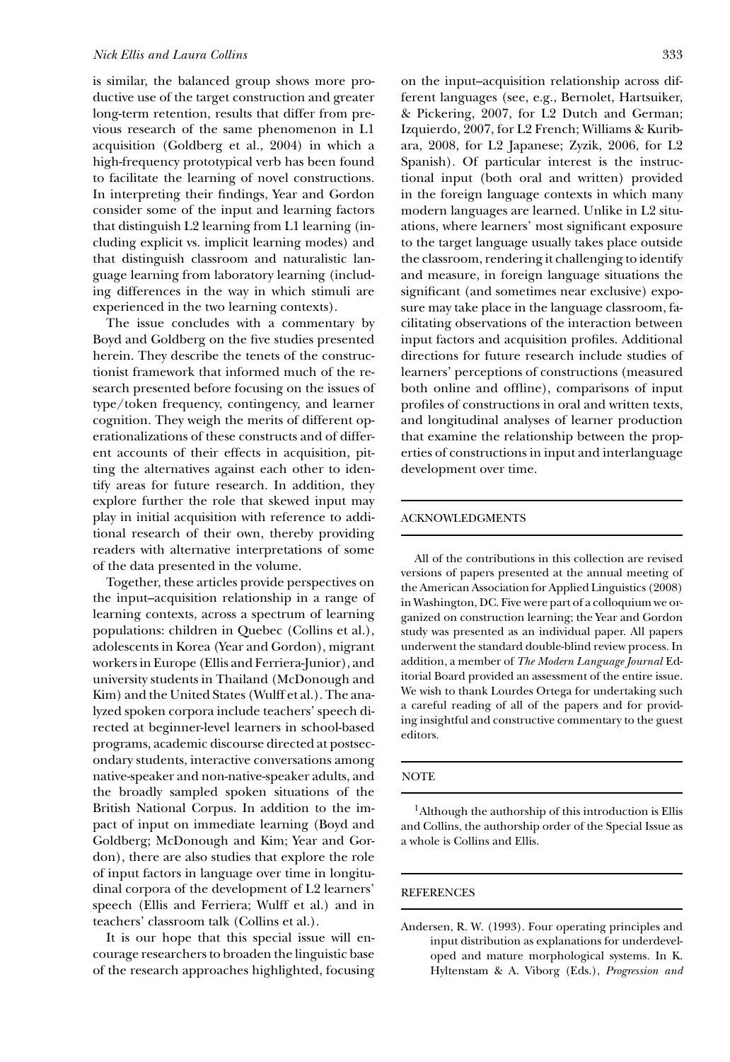is similar, the balanced group shows more productive use of the target construction and greater long-term retention, results that differ from previous research of the same phenomenon in L1 acquisition (Goldberg et al., 2004) in which a high-frequency prototypical verb has been found to facilitate the learning of novel constructions. In interpreting their findings, Year and Gordon consider some of the input and learning factors that distinguish L2 learning from L1 learning (including explicit vs. implicit learning modes) and that distinguish classroom and naturalistic language learning from laboratory learning (including differences in the way in which stimuli are experienced in the two learning contexts).

The issue concludes with a commentary by Boyd and Goldberg on the five studies presented herein. They describe the tenets of the constructionist framework that informed much of the research presented before focusing on the issues of type/token frequency, contingency, and learner cognition. They weigh the merits of different operationalizations of these constructs and of different accounts of their effects in acquisition, pitting the alternatives against each other to identify areas for future research. In addition, they explore further the role that skewed input may play in initial acquisition with reference to additional research of their own, thereby providing readers with alternative interpretations of some of the data presented in the volume.

Together, these articles provide perspectives on the input–acquisition relationship in a range of learning contexts, across a spectrum of learning populations: children in Quebec (Collins et al.), adolescents in Korea (Year and Gordon), migrant workers in Europe (Ellis and Ferriera-Junior), and university students in Thailand (McDonough and Kim) and the United States (Wulff et al.). The analyzed spoken corpora include teachers' speech directed at beginner-level learners in school-based programs, academic discourse directed at postsecondary students, interactive conversations among native-speaker and non-native-speaker adults, and the broadly sampled spoken situations of the British National Corpus. In addition to the impact of input on immediate learning (Boyd and Goldberg; McDonough and Kim; Year and Gordon), there are also studies that explore the role of input factors in language over time in longitudinal corpora of the development of L2 learners' speech (Ellis and Ferriera; Wulff et al.) and in teachers' classroom talk (Collins et al.).

It is our hope that this special issue will encourage researchers to broaden the linguistic base of the research approaches highlighted, focusing on the input–acquisition relationship across different languages (see, e.g., Bernolet, Hartsuiker, & Pickering, 2007, for L2 Dutch and German; Izquierdo, 2007, for L2 French; Williams & Kuribara, 2008, for L2 Japanese; Zyzik, 2006, for L2 Spanish). Of particular interest is the instructional input (both oral and written) provided in the foreign language contexts in which many modern languages are learned. Unlike in L2 situations, where learners' most significant exposure to the target language usually takes place outside the classroom, rendering it challenging to identify and measure, in foreign language situations the significant (and sometimes near exclusive) exposure may take place in the language classroom, facilitating observations of the interaction between input factors and acquisition profiles. Additional directions for future research include studies of learners' perceptions of constructions (measured both online and offline), comparisons of input profiles of constructions in oral and written texts, and longitudinal analyses of learner production that examine the relationship between the properties of constructions in input and interlanguage development over time.

## ACKNOWLEDGMENTS

All of the contributions in this collection are revised versions of papers presented at the annual meeting of the American Association for Applied Linguistics (2008) in Washington, DC. Five were part of a colloquium we organized on construction learning; the Year and Gordon study was presented as an individual paper. All papers underwent the standard double-blind review process. In addition, a member of *The Modern Language Journal* Editorial Board provided an assessment of the entire issue. We wish to thank Lourdes Ortega for undertaking such a careful reading of all of the papers and for providing insightful and constructive commentary to the guest editors.

## NOTE

[1]Although the authorship of this introduction is Ellis and Collins, the authorship order of the Special Issue as a whole is Collins and Ellis.

## REFERENCES

Andersen, R. W. (1993). Four operating principles and input distribution as explanations for underdeveloped and mature morphological systems. In K. Hyltenstam & A. Viborg (Eds.), *Progression and*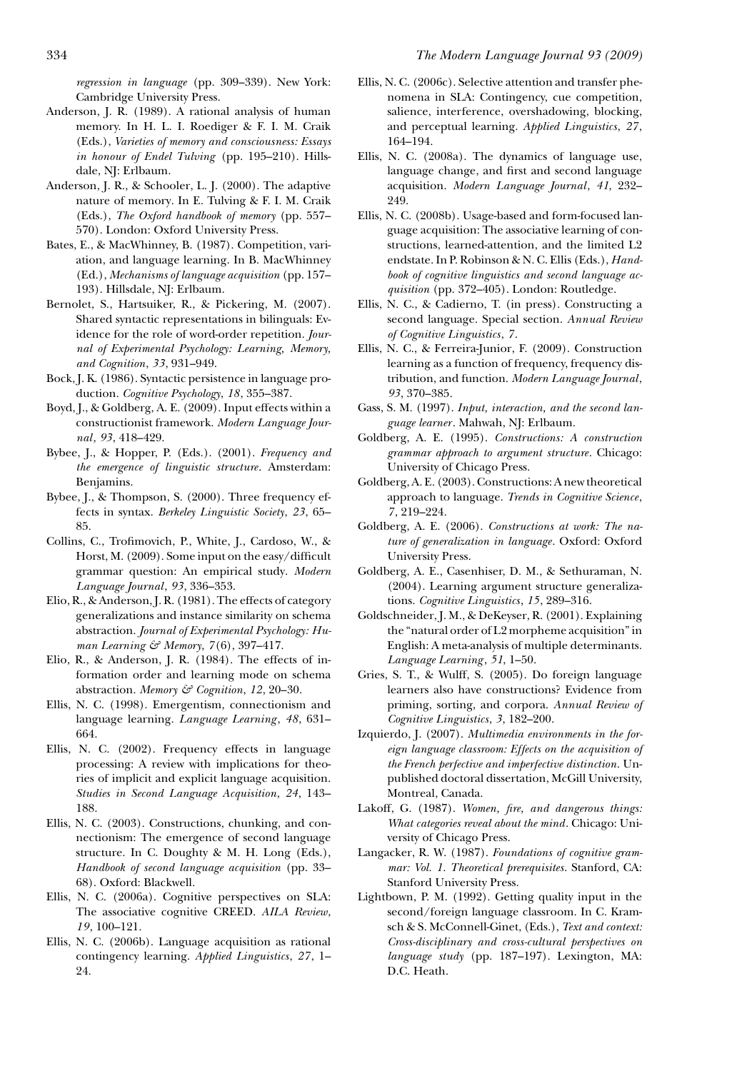*regression in language* (pp. 309–339). New York: Cambridge University Press.

Anderson, J. R. (1989). A rational analysis of human memory. In H. L. I. Roediger & F. I. M. Craik (Eds.), *Varieties of memory and consciousness: Essays in honour of Endel Tulving* (pp. 195–210). Hillsdale, NJ: Erlbaum.

Anderson, J. R., & Schooler, L. J. (2000). The adaptive nature of memory. In E. Tulving & F. I. M. Craik (Eds.), *The Oxford handbook of memory* (pp. 557–570). London: Oxford University Press.

Bates, E., & MacWhinney, B. (1987). Competition, variation, and language learning. In B. MacWhinney (Ed.), *Mechanisms of language acquisition* (pp. 157–193). Hillsdale, NJ: Erlbaum.

Bernolet, S., Hartsuiker, R., & Pickering, M. (2007). Shared syntactic representations in bilinguals: Evidence for the role of word-order repetition. *Journal of Experimental Psychology: Learning, Memory, and Cognition*, *33*, 931–949.

Bock, J. K. (1986). Syntactic persistence in language production. *Cognitive Psychology*, *18*, 355–387.

Boyd, J., & Goldberg, A. E. (2009). Input effects within a constructionist framework. *Modern Language Journal*, *93*, 418–429.

Bybee, J., & Hopper, P. (Eds.). (2001). *Frequency and the emergence of linguistic structure*. Amsterdam: Benjamins.

Bybee, J., & Thompson, S. (2000). Three frequency effects in syntax. *Berkeley Linguistic Society*, *23*, 65–85.

Collins, C., Trofimovich, P., White, J., Cardoso, W., & Horst, M. (2009). Some input on the easy/difficult grammar question: An empirical study. *Modern Language Journal*, *93*, 336–353.

Elio, R., & Anderson, J. R. (1981). The effects of category generalizations and instance similarity on schema abstraction. *Journal of Experimental Psychology: Human Learning & Memory*, *7*(6), 397–417.

Elio, R., & Anderson, J. R. (1984). The effects of information order and learning mode on schema abstraction. *Memory & Cognition*, *12*, 20–30.

Ellis, N. C. (1998). Emergentism, connectionism and language learning. *Language Learning*, *48*, 631–664.

Ellis, N. C. (2002). Frequency effects in language processing: A review with implications for theories of implicit and explicit language acquisition. *Studies in Second Language Acquisition*, *24*, 143–188.

Ellis, N. C. (2003). Constructions, chunking, and connectionism: The emergence of second language structure. In C. Doughty & M. H. Long (Eds.), *Handbook of second language acquisition* (pp. 33–68). Oxford: Blackwell.

Ellis, N. C. (2006a). Cognitive perspectives on SLA: The associative cognitive CREED. *AILA Review*, *19*, 100–121.

Ellis, N. C. (2006b). Language acquisition as rational contingency learning. *Applied Linguistics*, *27*, 1–24.

Ellis, N. C. (2006c). Selective attention and transfer phenomena in SLA: Contingency, cue competition, salience, interference, overshadowing, blocking, and perceptual learning. *Applied Linguistics*, *27*, 164–194.

Ellis, N. C. (2008a). The dynamics of language use, language change, and first and second language acquisition. *Modern Language Journal*, *41*, 232–249.

Ellis, N. C. (2008b). Usage-based and form-focused language acquisition: The associative learning of constructions, learned-attention, and the limited L2 endstate. In P. Robinson & N. C. Ellis (Eds.), *Handbook of cognitive linguistics and second language acquisition* (pp. 372–405). London: Routledge.

Ellis, N. C., & Cadierno, T. (in press). Constructing a second language. Special section. *Annual Review of Cognitive Linguistics*, *7*.

Ellis, N. C., & Ferreira-Junior, F. (2009). Construction learning as a function of frequency, frequency distribution, and function. *Modern Language Journal*, *93*, 370–385.

Gass, S. M. (1997). *Input, interaction, and the second language learner*. Mahwah, NJ: Erlbaum.

Goldberg, A. E. (1995). *Constructions: A construction grammar approach to argument structure*. Chicago: University of Chicago Press.

Goldberg, A. E. (2003). Constructions: A new theoretical approach to language. *Trends in Cognitive Science*, *7*, 219–224.

Goldberg, A. E. (2006). *Constructions at work: The nature of generalization in language*. Oxford: Oxford University Press.

Goldberg, A. E., Casenhiser, D. M., & Sethuraman, N. (2004). Learning argument structure generalizations. *Cognitive Linguistics*, *15*, 289–316.

Goldschneider, J. M., & DeKeyser, R. (2001). Explaining the "natural order of L2 morpheme acquisition" in English: A meta-analysis of multiple determinants. *Language Learning*, *51*, 1–50.

Gries, S. T., & Wulff, S. (2005). Do foreign language learners also have constructions? Evidence from priming, sorting, and corpora. *Annual Review of Cognitive Linguistics*, *3*, 182–200.

Izquierdo, J. (2007). *Multimedia environments in the foreign language classroom: Effects on the acquisition of the French perfective and imperfective distinction*. Unpublished doctoral dissertation, McGill University, Montreal, Canada.

Lakoff, G. (1987). *Women, fire, and dangerous things: What categories reveal about the mind*. Chicago: University of Chicago Press.

Langacker, R. W. (1987). *Foundations of cognitive grammar: Vol. 1. Theoretical prerequisites*. Stanford, CA: Stanford University Press.

Lightbown, P. M. (1992). Getting quality input in the second/foreign language classroom. In C. Kramsch & S. McConnell-Ginet, (Eds.), *Text and context: Cross-disciplinary and cross-cultural perspectives on language study* (pp. 187–197). Lexington, MA: D.C. Heath.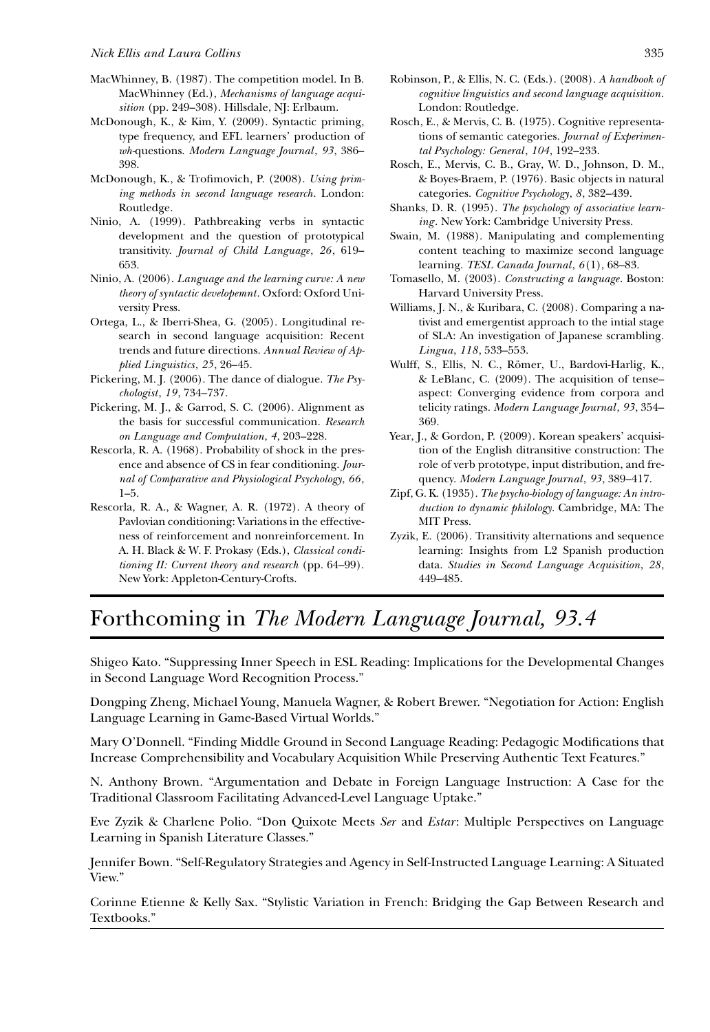MacWhinney, B. (1987). The competition model. In B. MacWhinney (Ed.), *Mechanisms of language acquisition* (pp. 249–308). Hillsdale, NJ: Erlbaum.

McDonough, K., & Kim, Y. (2009). Syntactic priming, type frequency, and EFL learners' production of *wh*-questions. *Modern Language Journal*, *93*, 386–398.

McDonough, K., & Trofimovich, P. (2008). *Using priming methods in second language research*. London: Routledge.

Ninio, A. (1999). Pathbreaking verbs in syntactic development and the question of prototypical transitivity. *Journal of Child Language*, *26*, 619–653.

Ninio, A. (2006). *Language and the learning curve: A new theory of syntactic developemnt*. Oxford: Oxford University Press.

Ortega, L., & Iberri-Shea, G. (2005). Longitudinal research in second language acquisition: Recent trends and future directions. *Annual Review of Applied Linguistics*, *25*, 26–45.

Pickering, M. J. (2006). The dance of dialogue. *The Psychologist*, *19*, 734–737.

Pickering, M. J., & Garrod, S. C. (2006). Alignment as the basis for successful communication. *Research on Language and Computation*, *4*, 203–228.

Rescorla, R. A. (1968). Probability of shock in the presence and absence of CS in fear conditioning. *Journal of Comparative and Physiological Psychology*, *66*, 1–5.

Rescorla, R. A., & Wagner, A. R. (1972). A theory of Pavlovian conditioning: Variations in the effectiveness of reinforcement and nonreinforcement. In A. H. Black & W. F. Prokasy (Eds.), *Classical conditioning II: Current theory and research* (pp. 64–99). New York: Appleton-Century-Crofts.

Robinson, P., & Ellis, N. C. (Eds.). (2008). *A handbook of cognitive linguistics and second language acquisition*. London: Routledge.

Rosch, E., & Mervis, C. B. (1975). Cognitive representations of semantic categories. *Journal of Experimental Psychology: General*, *104*, 192–233.

Rosch, E., Mervis, C. B., Gray, W. D., Johnson, D. M., & Boyes-Braem, P. (1976). Basic objects in natural categories. *Cognitive Psychology*, *8*, 382–439.

Shanks, D. R. (1995). *The psychology of associative learning*. New York: Cambridge University Press.

Swain, M. (1988). Manipulating and complementing content teaching to maximize second language learning. *TESL Canada Journal*, *6*(1), 68–83.

Tomasello, M. (2003). *Constructing a language*. Boston: Harvard University Press.

Williams, J. N., & Kuribara, C. (2008). Comparing a nativist and emergentist approach to the intial stage of SLA: An investigation of Japanese scrambling. *Lingua*, *118*, 533–553.

Wulff, S., Ellis, N. C., Römer, U., Bardovi-Harlig, K., & LeBlanc, C. (2009). The acquisition of tense–aspect: Converging evidence from corpora and telicity ratings. *Modern Language Journal*, *93*, 354–369.

Year, J., & Gordon, P. (2009). Korean speakers' acquisition of the English ditransitive construction: The role of verb prototype, input distribution, and frequency. *Modern Language Journal*, *93*, 389–417.

Zipf, G. K. (1935). *The psycho-biology of language: An introduction to dynamic philology*. Cambridge, MA: The MIT Press.

Zyzik, E. (2006). Transitivity alternations and sequence learning: Insights from L2 Spanish production data. *Studies in Second Language Acquisition*, *28*, 449–485.

# Forthcoming in *The Modern Language Journal, 93.4*

Shigeo Kato. "Suppressing Inner Speech in ESL Reading: Implications for the Developmental Changes in Second Language Word Recognition Process."

Dongping Zheng, Michael Young, Manuela Wagner, & Robert Brewer. "Negotiation for Action: English Language Learning in Game-Based Virtual Worlds."

Mary O'Donnell. "Finding Middle Ground in Second Language Reading: Pedagogic Modifications that Increase Comprehensibility and Vocabulary Acquisition While Preserving Authentic Text Features."

N. Anthony Brown. "Argumentation and Debate in Foreign Language Instruction: A Case for the Traditional Classroom Facilitating Advanced-Level Language Uptake."

Eve Zyzik & Charlene Polio. "Don Quixote Meets *Ser* and *Estar*: Multiple Perspectives on Language Learning in Spanish Literature Classes."

Jennifer Bown. "Self-Regulatory Strategies and Agency in Self-Instructed Language Learning: A Situated View."

Corinne Etienne & Kelly Sax. "Stylistic Variation in French: Bridging the Gap Between Research and Textbooks."